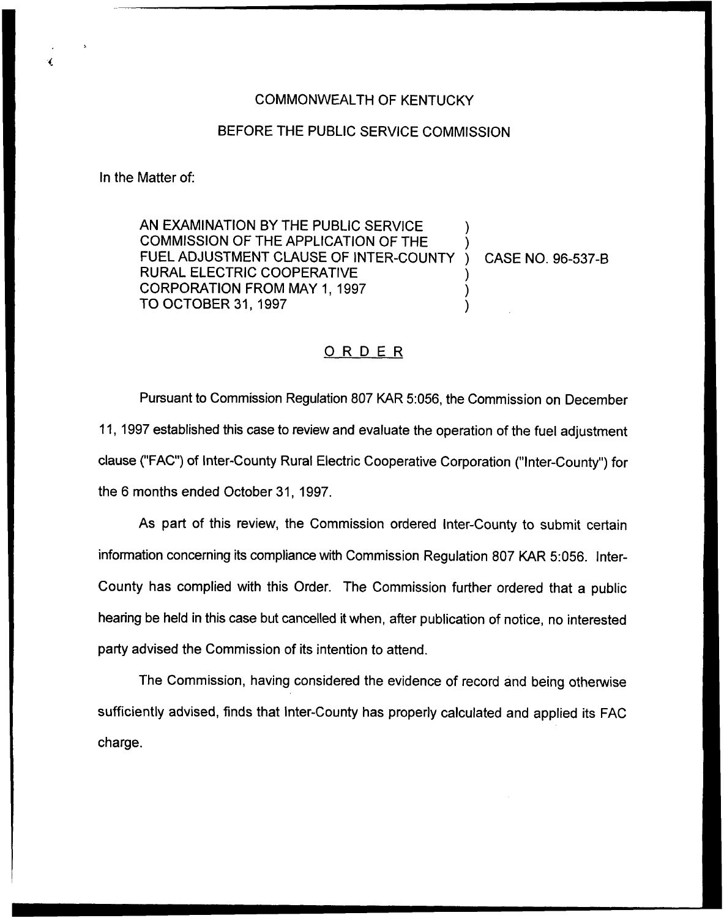COMMONWEALTH OF KENTUCKY

BEFORE THE PUBLIC SERVICE COMMISSION

In the Matter of:

AN EXAMINATION BY THE PUBLIC SERVICE COMMISSION OF THE APPLICATION OF THE FUEL ADJUSTMENT CLAUSE OF INTER-COUNTY RURAL ELECTRIC COOPERATIVE CORPORATION FROM MAY 1, 1997 TO OCTOBER 31, 1997 ) CASE NO. 96-537-B

ORDER

Pursuant to Commission Regulation 807 KAR 5:056, the Commission on December 11, 1997 established this case to review and evaluate the operation of the fuel adjustment clause ("FAC") of Inter-County Rural Electric Cooperative Corporation ("Inter-County") for the 6 months ended October 31, 1997.

As part of this review, the Commission ordered Inter-County to submit certain information concerning its compliance with Commission Regulation 807 KAR 5:056. Inter-County has complied with this Order. The Commission further ordered that a public hearing be held in this case but cancelled it when, after publication of notice, no interested party advised the Commission of its intention to attend.

The Commission, having considered the evidence of record and being otherwise sufficiently advised, finds that Inter-County has properly calculated and applied its FAC charge.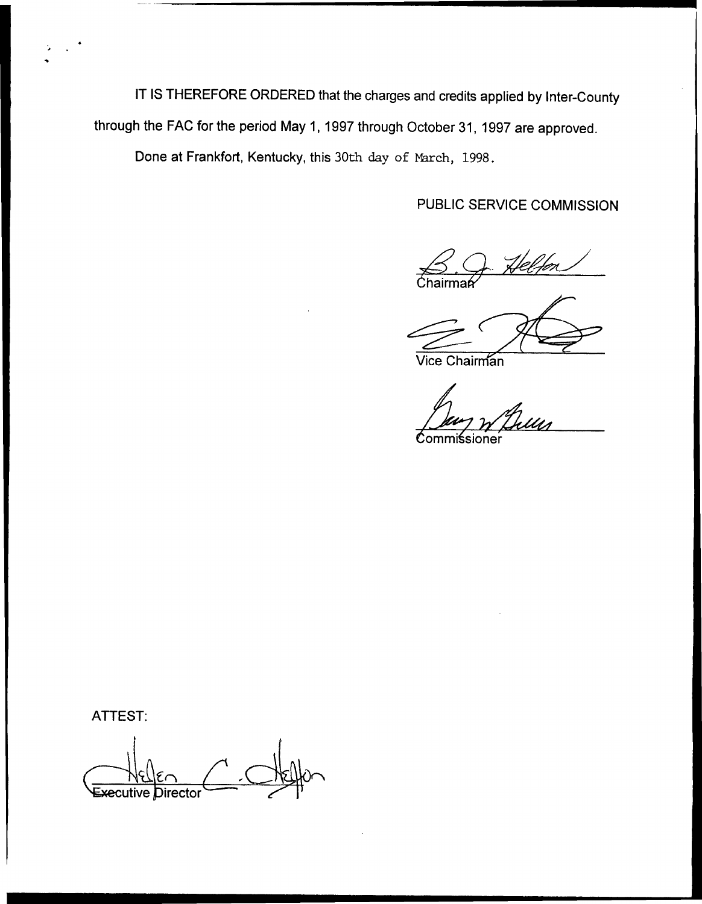IT IS THEREFORE ORDERED that the charges and credits applied by Inter-County through the FAC for the period May 1, 1997 through October 31, 1997 are approved.

Done at Frankfort, Kentucky, this 30th day of March, 1998.

PUBLIC SERVICE COMMISSION

Chairman

Vice Chairman

Commissioner

ATTEST:

Executive Director